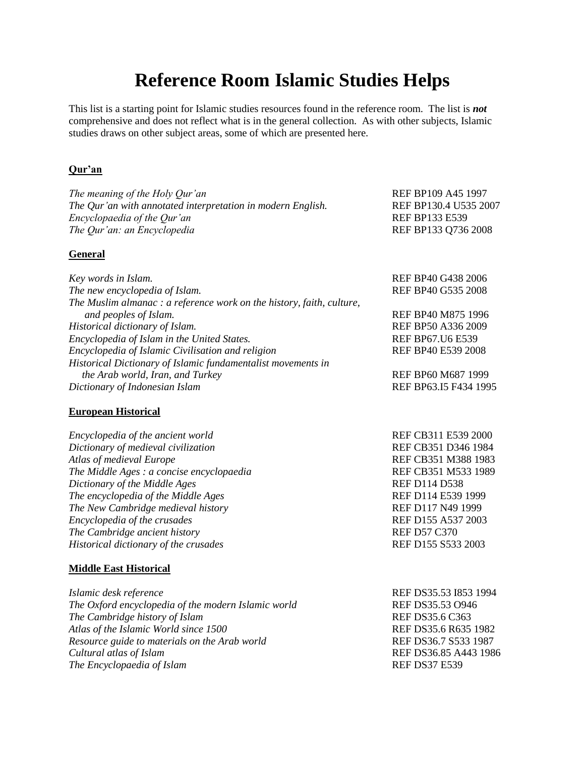# Reference Room Islamic Studies Helps

This list is a starting point for Islamic studies resources found in the reference room. The list is ***not*** comprehensive and does not reflect what is in the general collection. As with other subjects, Islamic studies draws on other subject areas, some of which are presented here.

## Qur'an

| | |
|---|---|
| *The meaning of the Holy Qur'an* | REF BP109 A45 1997 |
| *The Qur'an with annotated interpretation in modern English.* | REF BP130.4 U535 2007 |
| *Encyclopaedia of the Qur'an* | REF BP133 E539 |
| *The Qur'an: an Encyclopedia* | REF BP133 Q736 2008 |

## General

| | |
|---|---|
| *Key words in Islam.* | REF BP40 G438 2006 |
| *The new encyclopedia of Islam.* | REF BP40 G535 2008 |
| *The Muslim almanac : a reference work on the history, faith, culture, and peoples of Islam.* | REF BP40 M875 1996 |
| *Historical dictionary of Islam.* | REF BP50 A336 2009 |
| *Encyclopedia of Islam in the United States.* | REF BP67.U6 E539 |
| *Encyclopedia of Islamic Civilisation and religion* | REF BP40 E539 2008 |
| *Historical Dictionary of Islamic fundamentalist movements in the Arab world, Iran, and Turkey* | REF BP60 M687 1999 |
| *Dictionary of Indonesian Islam* | REF BP63.I5 F434 1995 |

## European Historical

| | |
|---|---|
| *Encyclopedia of the ancient world* | REF CB311 E539 2000 |
| *Dictionary of medieval civilization* | REF CB351 D346 1984 |
| *Atlas of medieval Europe* | REF CB351 M388 1983 |
| *The Middle Ages : a concise encyclopaedia* | REF CB351 M533 1989 |
| *Dictionary of the Middle Ages* | REF D114 D538 |
| *The encyclopedia of the Middle Ages* | REF D114 E539 1999 |
| *The New Cambridge medieval history* | REF D117 N49 1999 |
| *Encyclopedia of the crusades* | REF D155 A537 2003 |
| *The Cambridge ancient history* | REF D57 C370 |
| *Historical dictionary of the crusades* | REF D155 S533 2003 |

## Middle East Historical

| | |
|---|---|
| *Islamic desk reference* | REF DS35.53 I853 1994 |
| *The Oxford encyclopedia of the modern Islamic world* | REF DS35.53 O946 |
| *The Cambridge history of Islam* | REF DS35.6 C363 |
| *Atlas of the Islamic World since 1500* | REF DS35.6 R635 1982 |
| *Resource guide to materials on the Arab world* | REF DS36.7 S533 1987 |
| *Cultural atlas of Islam* | REF DS36.85 A443 1986 |
| *The Encyclopaedia of Islam* | REF DS37 E539 |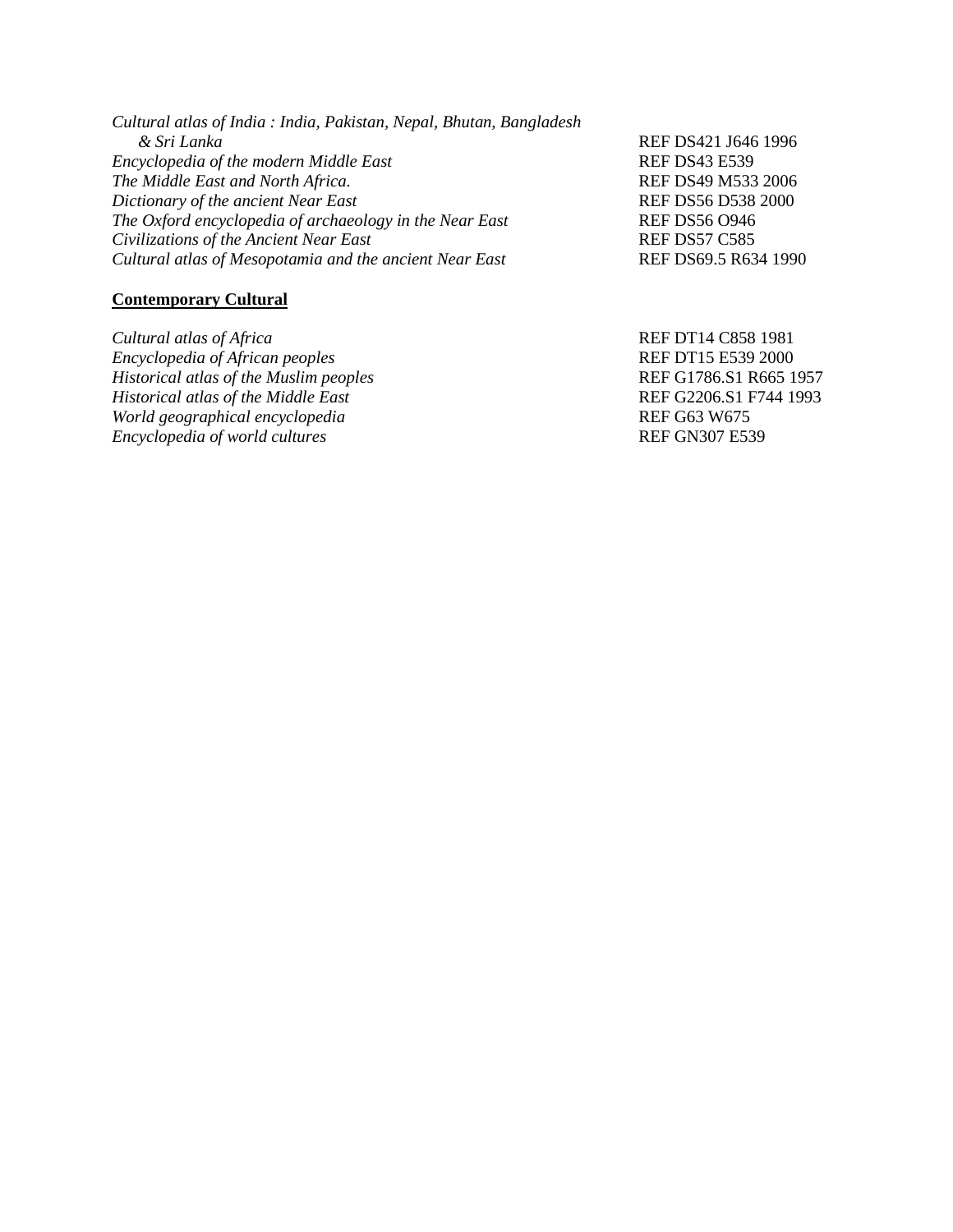| | |
|---|---|
| *Cultural atlas of India : India, Pakistan, Nepal, Bhutan, Bangladesh & Sri Lanka* | REF DS421 J646 1996 |
| *Encyclopedia of the modern Middle East* | REF DS43 E539 |
| *The Middle East and North Africa.* | REF DS49 M533 2006 |
| *Dictionary of the ancient Near East* | REF DS56 D538 2000 |
| *The Oxford encyclopedia of archaeology in the Near East* | REF DS56 O946 |
| *Civilizations of the Ancient Near East* | REF DS57 C585 |
| *Cultural atlas of Mesopotamia and the ancient Near East* | REF DS69.5 R634 1990 |

**<u>Contemporary Cultural</u>**

| | |
|---|---|
| *Cultural atlas of Africa* | REF DT14 C858 1981 |
| *Encyclopedia of African peoples* | REF DT15 E539 2000 |
| *Historical atlas of the Muslim peoples* | REF G1786.S1 R665 1957 |
| *Historical atlas of the Middle East* | REF G2206.S1 F744 1993 |
| *World geographical encyclopedia* | REF G63 W675 |
| *Encyclopedia of world cultures* | REF GN307 E539 |